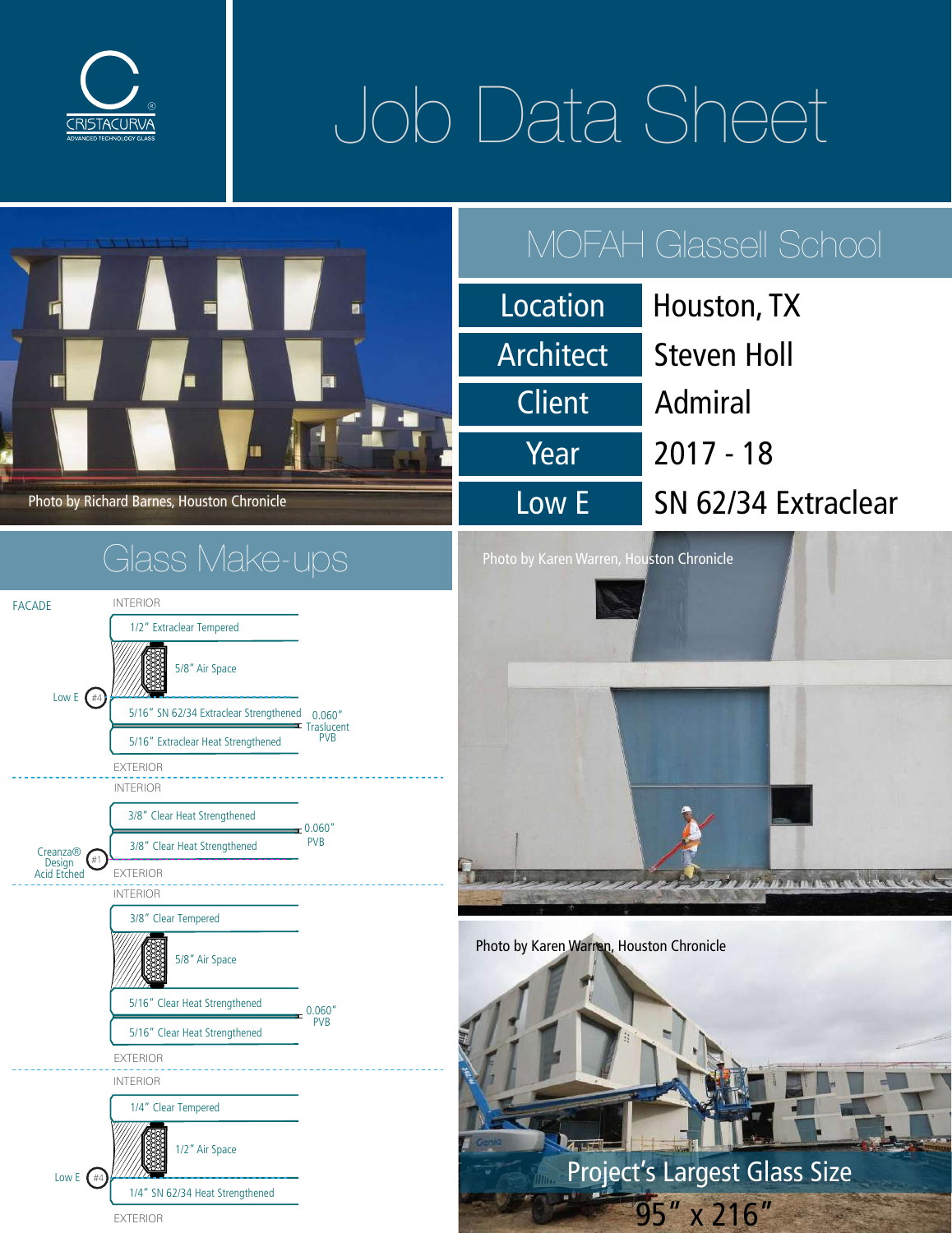CRISTACURVA
ADVANCED TECHNOLOGY GLASS

# Job Data Sheet

Photo by Richard Barnes, Houston Chronicle

## MOFAH Glassell School

| | |
|---|---|
| Location | Houston, TX |
| Architect | Steven Holl |
| Client | Admiral |
| Year | 2017 - 18 |
| Low E | SN 62/34 Extraclear |

## Glass Make-ups

FACADE

INTERIOR

1/2" Extraclear Tempered

5/8" Air Space

Low E (#4)

5/16" SN 62/34 Extraclear Strengthened

0.060" Traslucent PVB

5/16" Extraclear Heat Strengthened

EXTERIOR

INTERIOR

3/8" Clear Heat Strengthened

0.060" PVB

3/8" Clear Heat Strengthened

Creanza® Design Acid Etched (#1)

EXTERIOR

INTERIOR

3/8" Clear Tempered

5/8" Air Space

5/16" Clear Heat Strengthened

0.060" PVB

5/16" Clear Heat Strengthened

EXTERIOR

INTERIOR

1/4" Clear Tempered

1/2" Air Space

Low E (#4)

1/4" SN 62/34 Heat Strengthened

EXTERIOR

Photo by Karen Warren, Houston Chronicle

Photo by Karen Warren, Houston Chronicle

Project's Largest Glass Size

95" x 216"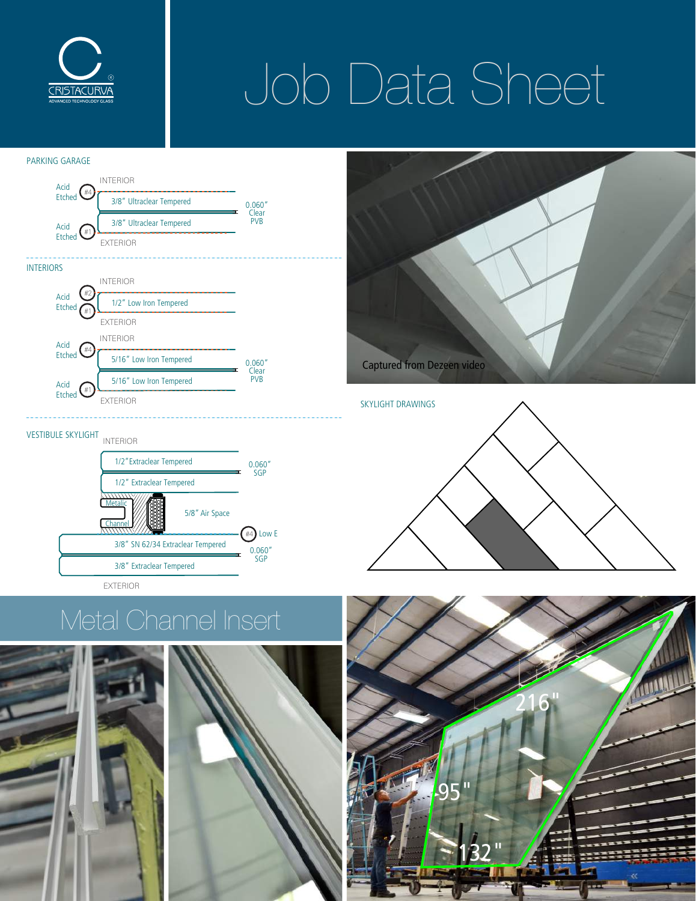# Job Data Sheet

## PARKING GARAGE

INTERIOR

Acid Etched #4

3/8" Ultraclear Tempered

0.060" Clear PVB

3/8" Ultraclear Tempered

Acid Etched #1

EXTERIOR

## INTERIORS

INTERIOR

Acid Etched #2 #1

1/2" Low Iron Tempered

EXTERIOR

INTERIOR

Acid Etched #4

5/16" Low Iron Tempered

0.060" Clear PVB

5/16" Low Iron Tempered

Acid Etched #1

EXTERIOR

## VESTIBULE SKYLIGHT

INTERIOR

1/2" Extraclear Tempered

0.060" SGP

1/2" Extraclear Tempered

Metalic Channel

5/8" Air Space

#4 Low E

3/8" SN 62/34 Extraclear Tempered

0.060" SGP

3/8" Extraclear Tempered

EXTERIOR

Captured from Dezeen video

SKYLIGHT DRAWINGS

## Metal Channel Insert

216"

95"

132"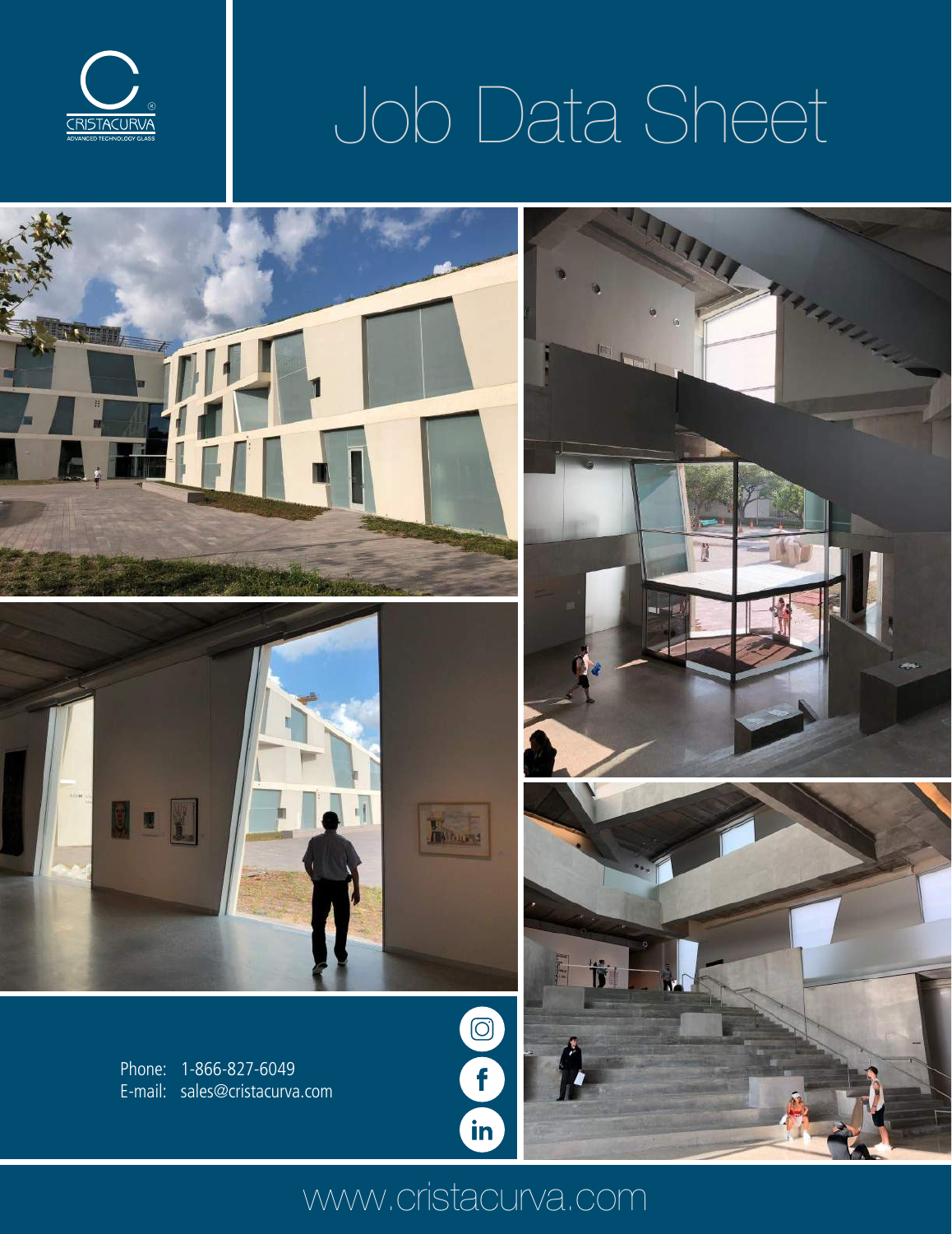CRISTACURVA
ADVANCED TECHNOLOGY GLASS

# Job Data Sheet

Phone: 1-866-827-6049
E-mail: sales@cristacurva.com

www.cristacurva.com